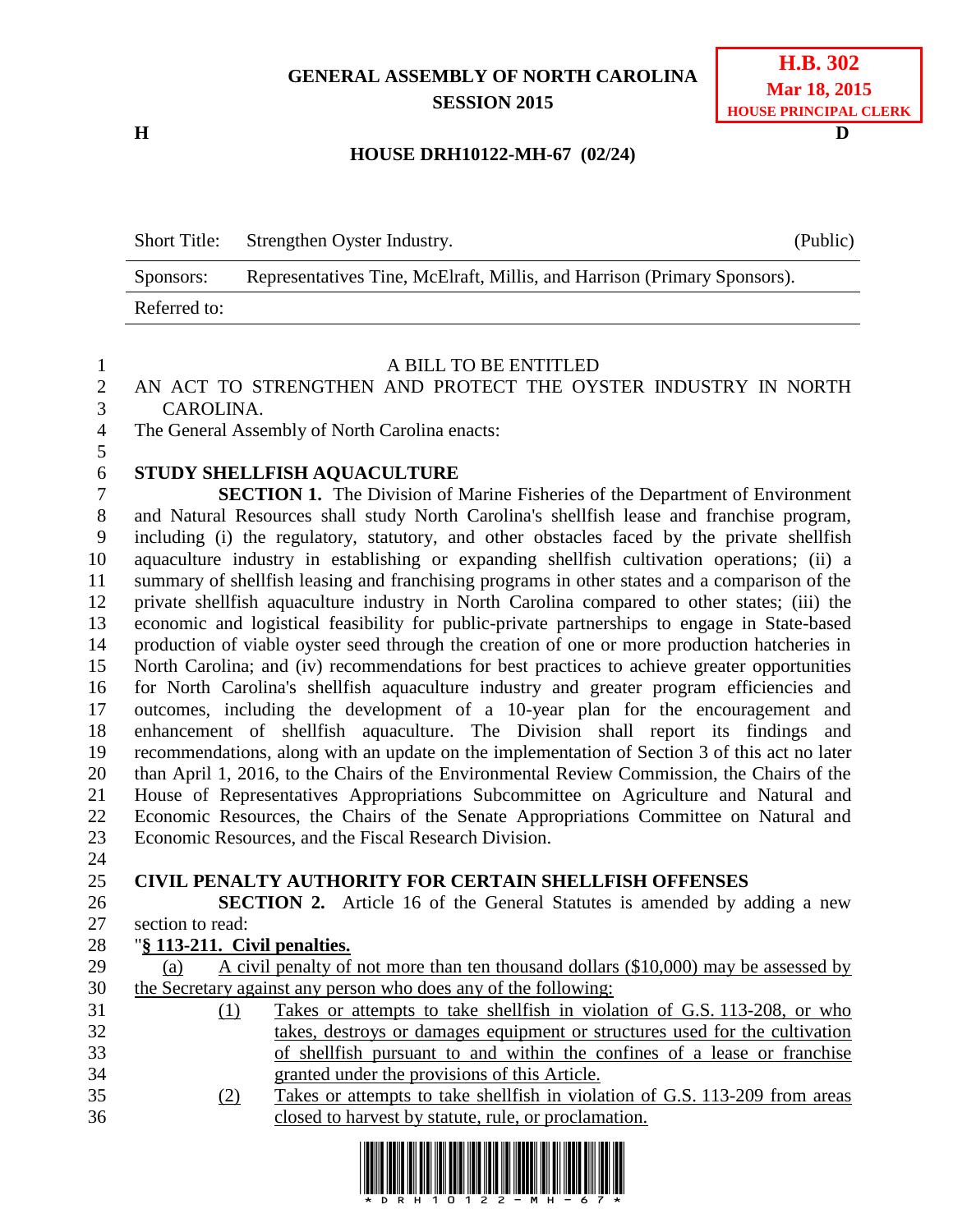**GENERAL ASSEMBLY OF NORTH CAROLINA**
**SESSION 2015**

**H.B. 302**
**Mar 18, 2015**
**HOUSE PRINCIPAL CLERK**

**H** **D**

**HOUSE DRH10122-MH-67 (02/24)**

| Short Title: | Strengthen Oyster Industry. | (Public) |
|---|---|---|
| Sponsors: | Representatives Tine, McElraft, Millis, and Harrison (Primary Sponsors). | |
| Referred to: | | |

A BILL TO BE ENTITLED

AN ACT TO STRENGTHEN AND PROTECT THE OYSTER INDUSTRY IN NORTH CAROLINA.

The General Assembly of North Carolina enacts:

**STUDY SHELLFISH AQUACULTURE**

**SECTION 1.** The Division of Marine Fisheries of the Department of Environment and Natural Resources shall study North Carolina's shellfish lease and franchise program, including (i) the regulatory, statutory, and other obstacles faced by the private shellfish aquaculture industry in establishing or expanding shellfish cultivation operations; (ii) a summary of shellfish leasing and franchising programs in other states and a comparison of the private shellfish aquaculture industry in North Carolina compared to other states; (iii) the economic and logistical feasibility for public-private partnerships to engage in State-based production of viable oyster seed through the creation of one or more production hatcheries in North Carolina; and (iv) recommendations for best practices to achieve greater opportunities for North Carolina's shellfish aquaculture industry and greater program efficiencies and outcomes, including the development of a 10-year plan for the encouragement and enhancement of shellfish aquaculture. The Division shall report its findings and recommendations, along with an update on the implementation of Section 3 of this act no later than April 1, 2016, to the Chairs of the Environmental Review Commission, the Chairs of the House of Representatives Appropriations Subcommittee on Agriculture and Natural and Economic Resources, the Chairs of the Senate Appropriations Committee on Natural and Economic Resources, and the Fiscal Research Division.

**CIVIL PENALTY AUTHORITY FOR CERTAIN SHELLFISH OFFENSES**

**SECTION 2.** Article 16 of the General Statutes is amended by adding a new section to read:

"**§ 113-211. Civil penalties.**

(a) A civil penalty of not more than ten thousand dollars ($10,000) may be assessed by the Secretary against any person who does any of the following:

(1) Takes or attempts to take shellfish in violation of G.S. 113-208, or who takes, destroys or damages equipment or structures used for the cultivation of shellfish pursuant to and within the confines of a lease or franchise granted under the provisions of this Article.

(2) Takes or attempts to take shellfish in violation of G.S. 113-209 from areas closed to harvest by statute, rule, or proclamation.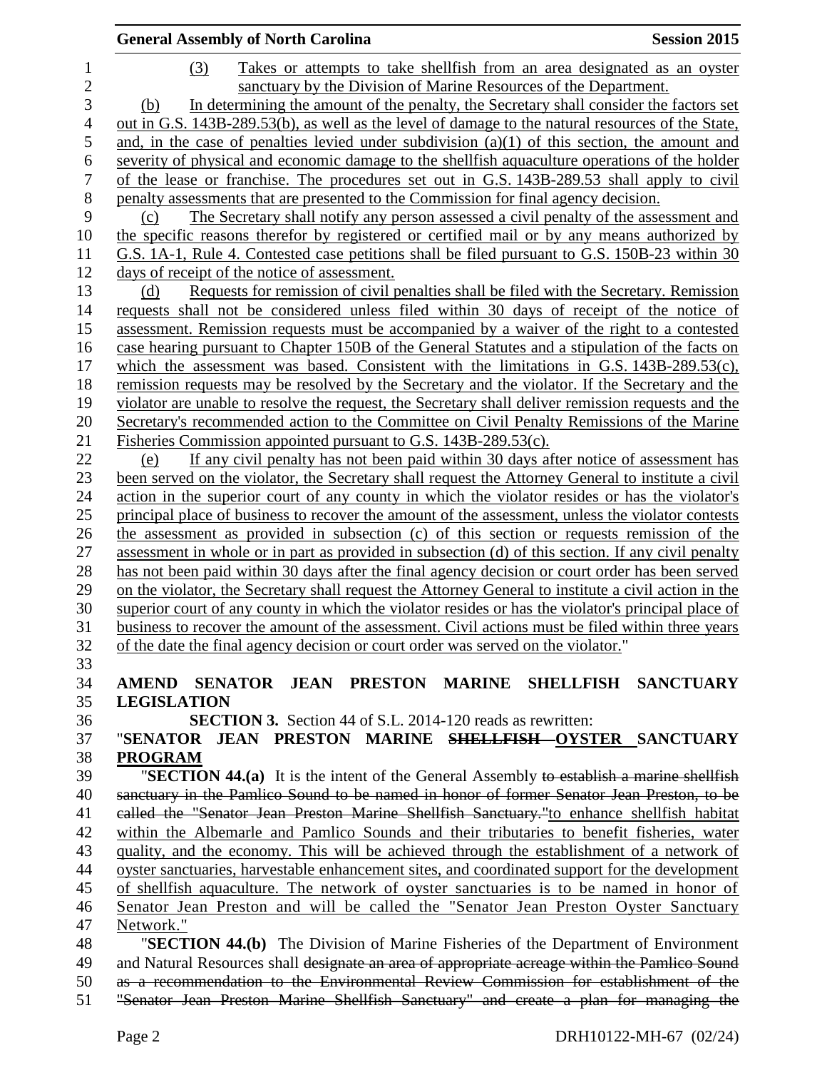(3) Takes or attempts to take shellfish from an area designated as an oyster sanctuary by the Division of Marine Resources of the Department.

(b) In determining the amount of the penalty, the Secretary shall consider the factors set out in G.S. 143B-289.53(b), as well as the level of damage to the natural resources of the State, and, in the case of penalties levied under subdivision (a)(1) of this section, the amount and severity of physical and economic damage to the shellfish aquaculture operations of the holder of the lease or franchise. The procedures set out in G.S. 143B-289.53 shall apply to civil penalty assessments that are presented to the Commission for final agency decision.

(c) The Secretary shall notify any person assessed a civil penalty of the assessment and the specific reasons therefor by registered or certified mail or by any means authorized by G.S. 1A-1, Rule 4. Contested case petitions shall be filed pursuant to G.S. 150B-23 within 30 days of receipt of the notice of assessment.

(d) Requests for remission of civil penalties shall be filed with the Secretary. Remission requests shall not be considered unless filed within 30 days of receipt of the notice of assessment. Remission requests must be accompanied by a waiver of the right to a contested case hearing pursuant to Chapter 150B of the General Statutes and a stipulation of the facts on which the assessment was based. Consistent with the limitations in G.S. 143B-289.53(c), remission requests may be resolved by the Secretary and the violator. If the Secretary and the violator are unable to resolve the request, the Secretary shall deliver remission requests and the Secretary's recommended action to the Committee on Civil Penalty Remissions of the Marine Fisheries Commission appointed pursuant to G.S. 143B-289.53(c).

(e) If any civil penalty has not been paid within 30 days after notice of assessment has been served on the violator, the Secretary shall request the Attorney General to institute a civil action in the superior court of any county in which the violator resides or has the violator's principal place of business to recover the amount of the assessment, unless the violator contests the assessment as provided in subsection (c) of this section or requests remission of the assessment in whole or in part as provided in subsection (d) of this section. If any civil penalty has not been paid within 30 days after the final agency decision or court order has been served on the violator, the Secretary shall request the Attorney General to institute a civil action in the superior court of any county in which the violator resides or has the violator's principal place of business to recover the amount of the assessment. Civil actions must be filed within three years of the date the final agency decision or court order was served on the violator."

**AMEND SENATOR JEAN PRESTON MARINE SHELLFISH SANCTUARY LEGISLATION**

**SECTION 3.** Section 44 of S.L. 2014-120 reads as rewritten:

"**SENATOR JEAN PRESTON MARINE ~~SHELLFISH~~ OYSTER SANCTUARY PROGRAM**

"**SECTION 44.(a)** It is the intent of the General Assembly ~~to establish a marine shellfish sanctuary in the Pamlico Sound to be named in honor of former Senator Jean Preston, to be called the "Senator Jean Preston Marine Shellfish Sanctuary."~~to enhance shellfish habitat within the Albemarle and Pamlico Sounds and their tributaries to benefit fisheries, water quality, and the economy. This will be achieved through the establishment of a network of oyster sanctuaries, harvestable enhancement sites, and coordinated support for the development of shellfish aquaculture. The network of oyster sanctuaries is to be named in honor of Senator Jean Preston and will be called the "Senator Jean Preston Oyster Sanctuary Network."

"**SECTION 44.(b)** The Division of Marine Fisheries of the Department of Environment and Natural Resources shall ~~designate an area of appropriate acreage within the Pamlico Sound as a recommendation to the Environmental Review Commission for establishment of the "Senator Jean Preston Marine Shellfish Sanctuary" and create a plan for managing the~~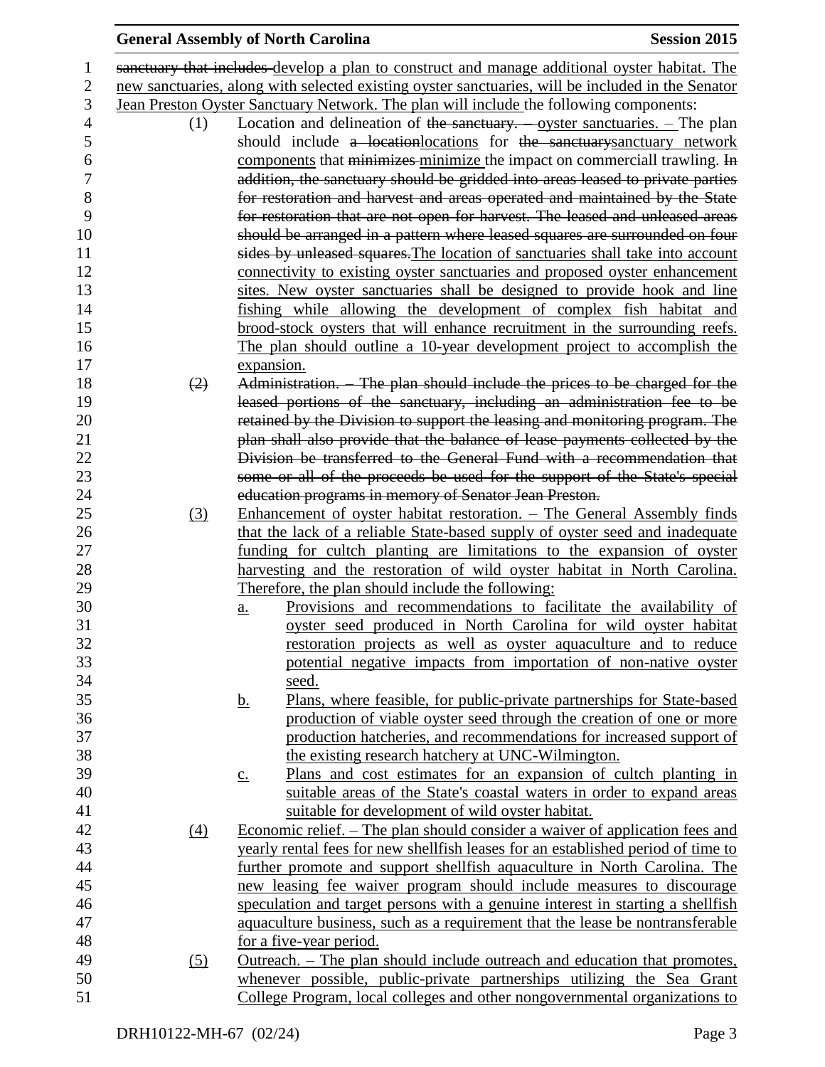sanctuary that includes develop a plan to construct and manage additional oyster habitat. The new sanctuaries, along with selected existing oyster sanctuaries, will be included in the Senator Jean Preston Oyster Sanctuary Network. The plan will include the following components:

(1) Location and delineation of the sanctuary. – oyster sanctuaries. – The plan should include a locationlocations for the sanctuarysanctuary network components that minimizes minimize the impact on commerciall trawling. In addition, the sanctuary should be gridded into areas leased to private parties for restoration and harvest and areas operated and maintained by the State for restoration that are not open for harvest. The leased and unleased areas should be arranged in a pattern where leased squares are surrounded on four sides by unleased squares.The location of sanctuaries shall take into account connectivity to existing oyster sanctuaries and proposed oyster enhancement sites. New oyster sanctuaries shall be designed to provide hook and line fishing while allowing the development of complex fish habitat and brood-stock oysters that will enhance recruitment in the surrounding reefs. The plan should outline a 10-year development project to accomplish the expansion.

(2) Administration. – The plan should include the prices to be charged for the leased portions of the sanctuary, including an administration fee to be retained by the Division to support the leasing and monitoring program. The plan shall also provide that the balance of lease payments collected by the Division be transferred to the General Fund with a recommendation that some or all of the proceeds be used for the support of the State's special education programs in memory of Senator Jean Preston.

(3) Enhancement of oyster habitat restoration. – The General Assembly finds that the lack of a reliable State-based supply of oyster seed and inadequate funding for cultch planting are limitations to the expansion of oyster harvesting and the restoration of wild oyster habitat in North Carolina. Therefore, the plan should include the following:

a. Provisions and recommendations to facilitate the availability of oyster seed produced in North Carolina for wild oyster habitat restoration projects as well as oyster aquaculture and to reduce potential negative impacts from importation of non-native oyster seed.

b. Plans, where feasible, for public-private partnerships for State-based production of viable oyster seed through the creation of one or more production hatcheries, and recommendations for increased support of the existing research hatchery at UNC-Wilmington.

c. Plans and cost estimates for an expansion of cultch planting in suitable areas of the State's coastal waters in order to expand areas suitable for development of wild oyster habitat.

(4) Economic relief. – The plan should consider a waiver of application fees and yearly rental fees for new shellfish leases for an established period of time to further promote and support shellfish aquaculture in North Carolina. The new leasing fee waiver program should include measures to discourage speculation and target persons with a genuine interest in starting a shellfish aquaculture business, such as a requirement that the lease be nontransferable for a five-year period.

(5) Outreach. – The plan should include outreach and education that promotes, whenever possible, public-private partnerships utilizing the Sea Grant College Program, local colleges and other nongovernmental organizations to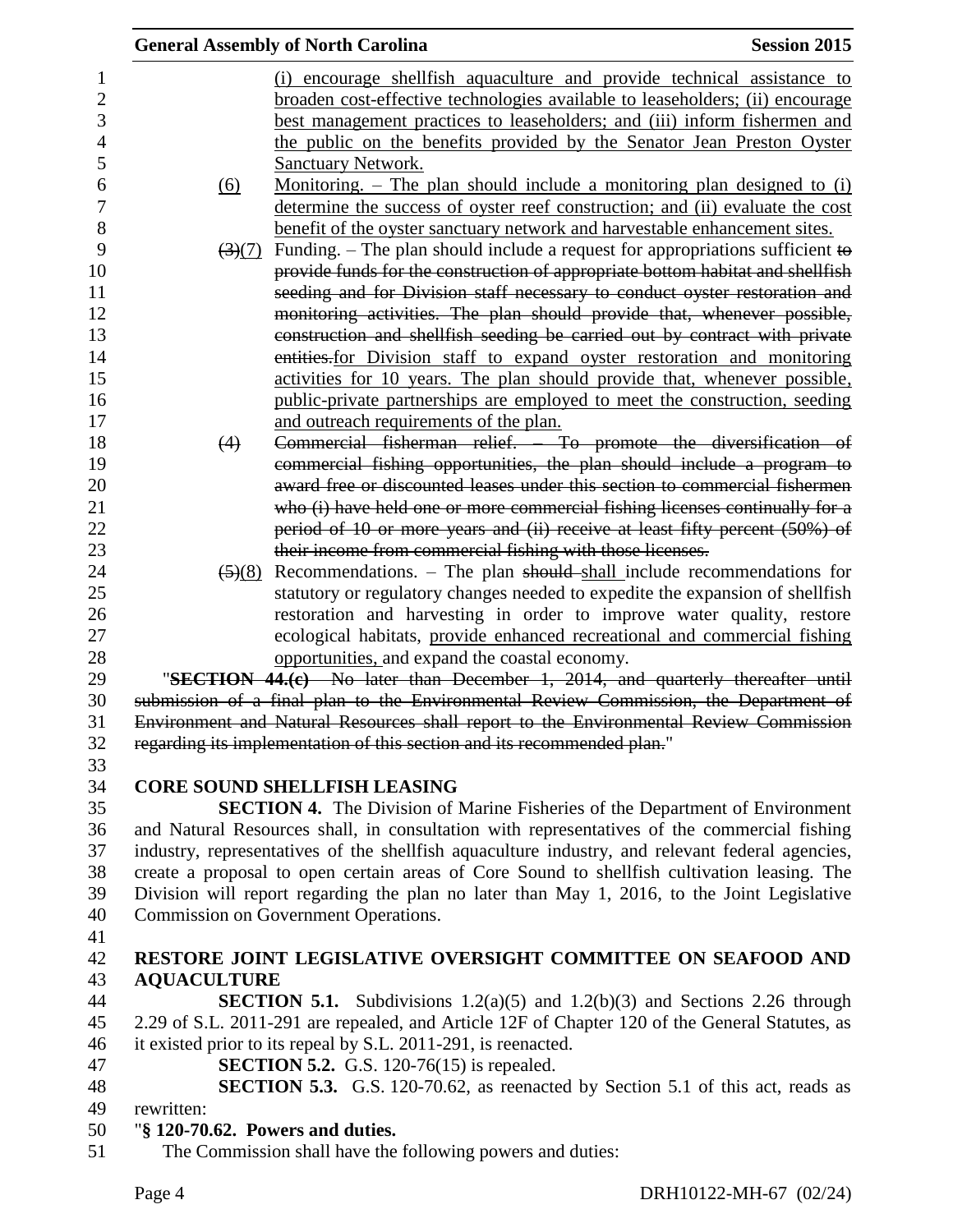(i) encourage shellfish aquaculture and provide technical assistance to broaden cost-effective technologies available to leaseholders; (ii) encourage best management practices to leaseholders; and (iii) inform fishermen and the public on the benefits provided by the Senator Jean Preston Oyster Sanctuary Network.

(6) Monitoring. – The plan should include a monitoring plan designed to (i) determine the success of oyster reef construction; and (ii) evaluate the cost benefit of the oyster sanctuary network and harvestable enhancement sites.

~~(3)~~(7) Funding. – The plan should include a request for appropriations sufficient ~~to provide funds for the construction of appropriate bottom habitat and shellfish seeding and for Division staff necessary to conduct oyster restoration and monitoring activities. The plan should provide that, whenever possible, construction and shellfish seeding be carried out by contract with private entities.~~for Division staff to expand oyster restoration and monitoring activities for 10 years. The plan should provide that, whenever possible, public-private partnerships are employed to meet the construction, seeding and outreach requirements of the plan.

~~(4) Commercial fisherman relief. – To promote the diversification of commercial fishing opportunities, the plan should include a program to award free or discounted leases under this section to commercial fishermen who (i) have held one or more commercial fishing licenses continually for a period of 10 or more years and (ii) receive at least fifty percent (50%) of their income from commercial fishing with those licenses.~~

~~(5)~~(8) Recommendations. – The plan ~~should~~ shall include recommendations for statutory or regulatory changes needed to expedite the expansion of shellfish restoration and harvesting in order to improve water quality, restore ecological habitats, provide enhanced recreational and commercial fishing opportunities, and expand the coastal economy.

"~~**SECTION 44.(c)** No later than December 1, 2014, and quarterly thereafter until submission of a final plan to the Environmental Review Commission, the Department of Environment and Natural Resources shall report to the Environmental Review Commission regarding its implementation of this section and its recommended plan.~~"

**CORE SOUND SHELLFISH LEASING**

**SECTION 4.** The Division of Marine Fisheries of the Department of Environment and Natural Resources shall, in consultation with representatives of the commercial fishing industry, representatives of the shellfish aquaculture industry, and relevant federal agencies, create a proposal to open certain areas of Core Sound to shellfish cultivation leasing. The Division will report regarding the plan no later than May 1, 2016, to the Joint Legislative Commission on Government Operations.

**RESTORE JOINT LEGISLATIVE OVERSIGHT COMMITTEE ON SEAFOOD AND AQUACULTURE**

**SECTION 5.1.** Subdivisions 1.2(a)(5) and 1.2(b)(3) and Sections 2.26 through 2.29 of S.L. 2011-291 are repealed, and Article 12F of Chapter 120 of the General Statutes, as it existed prior to its repeal by S.L. 2011-291, is reenacted.

**SECTION 5.2.** G.S. 120-76(15) is repealed.

**SECTION 5.3.** G.S. 120-70.62, as reenacted by Section 5.1 of this act, reads as rewritten:

"**§ 120-70.62. Powers and duties.**

The Commission shall have the following powers and duties: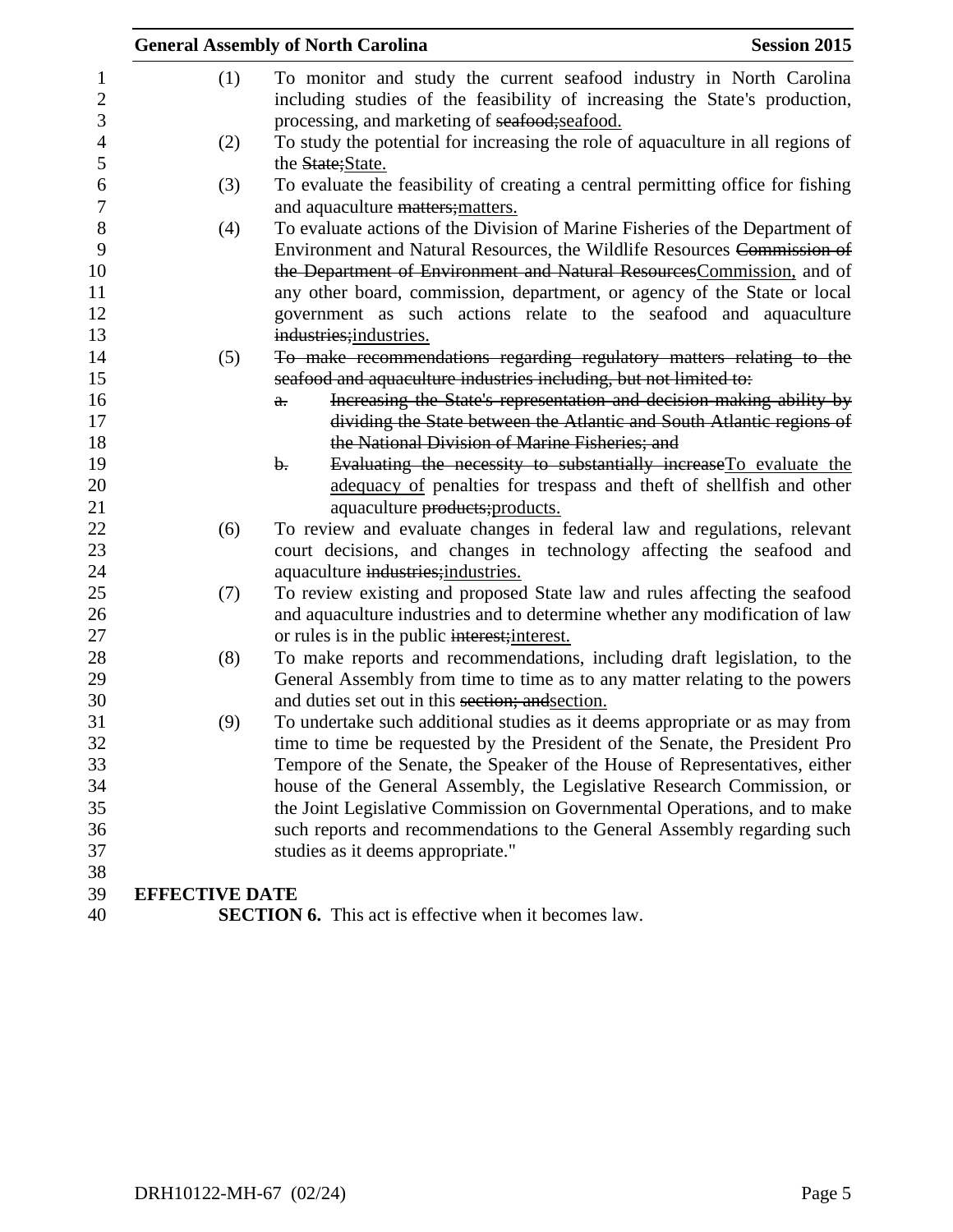(1) To monitor and study the current seafood industry in North Carolina including studies of the feasibility of increasing the State's production, processing, and marketing of ~~seafood;~~seafood.

(2) To study the potential for increasing the role of aquaculture in all regions of the ~~State;~~State.

(3) To evaluate the feasibility of creating a central permitting office for fishing and aquaculture ~~matters;~~matters.

(4) To evaluate actions of the Division of Marine Fisheries of the Department of Environment and Natural Resources, the Wildlife Resources ~~Commission of the Department of Environment and Natural Resources~~Commission, and of any other board, commission, department, or agency of the State or local government as such actions relate to the seafood and aquaculture ~~industries;~~industries.

(5) ~~To make recommendations regarding regulatory matters relating to the seafood and aquaculture industries including, but not limited to:~~

~~a. Increasing the State's representation and decision-making ability by dividing the State between the Atlantic and South Atlantic regions of the National Division of Marine Fisheries; and~~

~~b. Evaluating the necessity to substantially increase~~To evaluate the adequacy of penalties for trespass and theft of shellfish and other aquaculture ~~products;~~products.

(6) To review and evaluate changes in federal law and regulations, relevant court decisions, and changes in technology affecting the seafood and aquaculture ~~industries;~~industries.

(7) To review existing and proposed State law and rules affecting the seafood and aquaculture industries and to determine whether any modification of law or rules is in the public ~~interest;~~interest.

(8) To make reports and recommendations, including draft legislation, to the General Assembly from time to time as to any matter relating to the powers and duties set out in this ~~section; and~~section.

(9) To undertake such additional studies as it deems appropriate or as may from time to time be requested by the President of the Senate, the President Pro Tempore of the Senate, the Speaker of the House of Representatives, either house of the General Assembly, the Legislative Research Commission, or the Joint Legislative Commission on Governmental Operations, and to make such reports and recommendations to the General Assembly regarding such studies as it deems appropriate."

**EFFECTIVE DATE**

**SECTION 6.** This act is effective when it becomes law.

DRH10122-MH-67 (02/24)